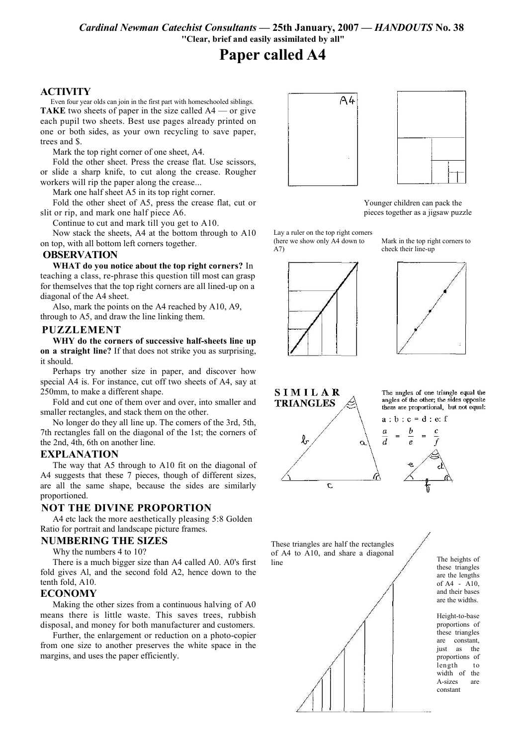# Paper called A4

*Cardinal Newman Catechist Consultants* — **25th January, 2007** — ***HANDOUTS* No. 38**

**"Clear, brief and easily assimilated by all"**

## ACTIVITY

Even four year olds can join in the first part with homeschooled siblings.

**TAKE** two sheets of paper in the size called A4 — or give each pupil two sheets. Best use pages already printed on one or both sides, as your own recycling to save paper, trees and $.

Mark the top right corner of one sheet, A4.

Fold the other sheet. Press the crease flat. Use scissors, or slide a sharp knife, to cut along the crease. Rougher workers will rip the paper along the crease...

Mark one half sheet A5 in its top right corner.

Fold the other sheet of A5, press the crease flat, cut or slit or rip, and mark one half piece A6.

Continue to cut and mark till you get to A10.

Now stack the sheets, A4 at the bottom through to A10 on top, with all bottom left corners together.

## OBSERVATION

**WHAT do you notice about the top right corners?** In teaching a class, re-phrase this question till most can grasp for themselves that the top right corners are all lined-up on a diagonal of the A4 sheet.

Also, mark the points on the A4 reached by A10, A9, through to A5, and draw the line linking them.

## PUZZLEMENT

**WHY do the corners of successive half-sheets line up on a straight line?** If that does not strike you as surprising, it should.

Perhaps try another size in paper, and discover how special A4 is. For instance, cut off two sheets of A4, say at 250mm, to make a different shape.

Fold and cut one of them over and over, into smaller and smaller rectangles, and stack them on the other.

No longer do they all line up. The comers of the 3rd, 5th, 7th rectangles fall on the diagonal of the 1st; the corners of the 2nd, 4th, 6th on another line.

## EXPLANATION

The way that A5 through to A10 fit on the diagonal of A4 suggests that these 7 pieces, though of different sizes, are all the same shape, because the sides are similarly proportioned.

## NOT THE DIVINE PROPORTION

A4 etc lack the more aesthetically pleasing 5:8 Golden Ratio for portrait and landscape picture frames.

## NUMBERING THE SIZES

Why the numbers 4 to 10?

There is a much bigger size than A4 called A0. A0's first fold gives Al, and the second fold A2, hence down to the tenth fold, A10.

## ECONOMY

Making the other sizes from a continuous halving of A0 means there is little waste. This saves trees, rubbish disposal, and money for both manufacturer and customers.

Further, the enlargement or reduction on a photo-copier from one size to another preserves the white space in the margins, and uses the paper efficiently.

---

A4

Younger children can pack the pieces together as a jigsaw puzzle

Lay a ruler on the top right corners (here we show only A4 down to A7)

Mark in the top right corners to check their line-up

## SIMILAR TRIANGLES

The angles of one triangle equal the angles of the other; the sides opposite them are proportional, but not equal:

a : b : c = d : e: f

$$\frac{a}{d} = \frac{b}{e} = \frac{c}{f}$$

These triangles are half the rectangles of A4 to A10, and share a diagonal line

The heights of these triangles are the lengths of A4 - A10, and their bases are the widths.

Height-to-base proportions of these triangles are constant, just as the proportions of length to width of the A-sizes are constant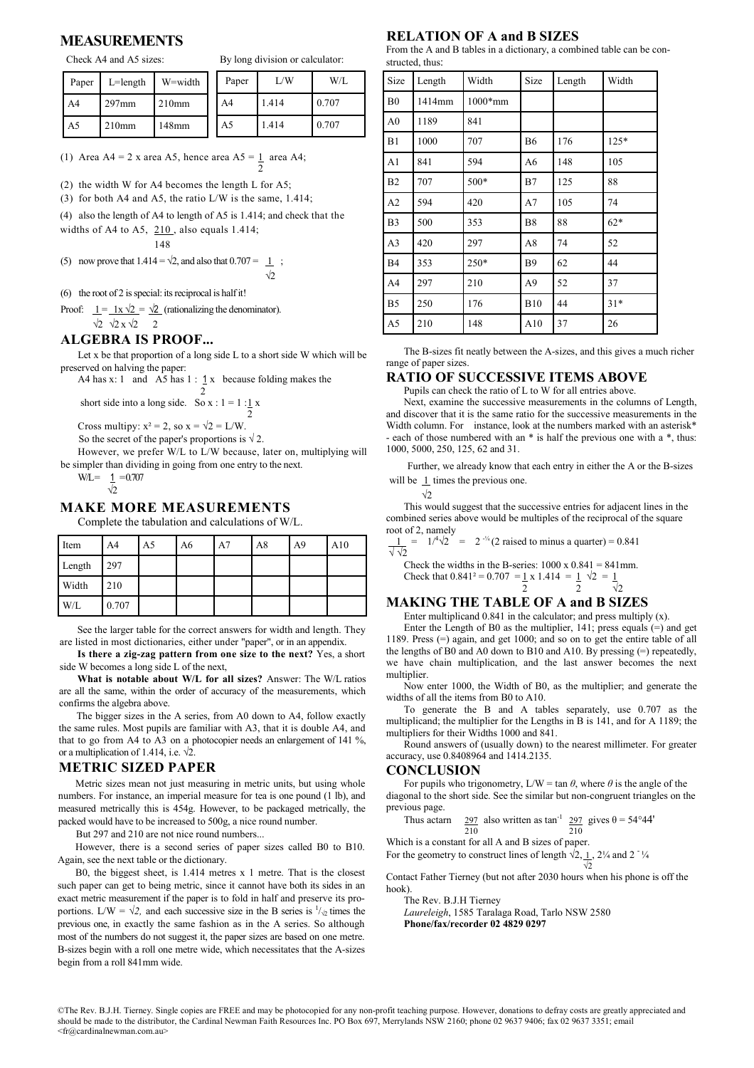## MEASUREMENTS

Check A4 and A5 sizes:

| Paper | L=length | W=width |
|---|---|---|
| A4 | 297mm | 210mm |
| A5 | 210mm | 148mm |

By long division or calculator:

| Paper | L/W | W/L |
|---|---|---|
| A4 | 1.414 | 0.707 |
| A5 | 1.414 | 0.707 |

(1) Area A4 = 2 x area A5, hence area A5 = $\frac{1}{2}$ area A4;

(2) the width W for A4 becomes the length L for A5;

(3) for both A4 and A5, the ratio L/W is the same, 1.414;

(4) also the length of A4 to length of A5 is 1.414; and check that the widths of A4 to A5, $\frac{210}{148}$, also equals 1.414;

(5) now prove that $1.414 = \sqrt{2}$, and also that $0.707 = \frac{1}{\sqrt{2}}$;

(6) the root of 2 is special: its reciprocal is half it!

Proof: $\frac{1}{\sqrt{2}} = \frac{1 x \sqrt{2}}{\sqrt{2} x \sqrt{2}} = \frac{\sqrt{2}}{2}$ (rationalizing the denominator).

## ALGEBRA IS PROOF...

Let x be that proportion of a long side L to a short side W which will be preserved on halving the paper:

A4 has x: 1 and A5 has 1 : $\frac{1}{2}$x because folding makes the short side into a long side. So x : 1 = 1 :$\frac{1}{2}$ x

Cross multipy: $x^2 = 2$, so $x = \sqrt{2}$ = L/W.

So the secret of the paper's proportions is $\sqrt{2}$.

However, we prefer W/L to L/W because, later on, multiplying will be simpler than dividing in going from one entry to the next.

W/L= $\frac{1}{\sqrt{2}}$ =0.707

## MAKE MORE MEASUREMENTS

Complete the tabulation and calculations of W/L.

| Item | A4 | A5 | A6 | A7 | A8 | A9 | A10 |
|---|---|---|---|---|---|---|---|
| Length | 297 | | | | | | |
| Width | 210 | | | | | | |
| W/L | 0.707 | | | | | | |

See the larger table for the correct answers for width and length. They are listed in most dictionaries, either under "paper", or in an appendix.

**Is there a zig-zag pattern from one size to the next?** Yes, a short side W becomes a long side L of the next,

**What is notable about W/L for all sizes?** Answer: The W/L ratios are all the same, within the order of accuracy of the measurements, which confirms the algebra above.

The bigger sizes in the A series, from A0 down to A4, follow exactly the same rules. Most pupils are familiar with A3, that it is double A4, and that to go from A4 to A3 on a photocopier needs an enlargement of 141 %, or a multiplication of 1.414, i.e. $\sqrt{2}$.

## METRIC SIZED PAPER

Metric sizes mean not just measuring in metric units, but using whole numbers. For instance, an imperial measure for tea is one pound (1 lb), and measured metrically this is 454g. However, to be packaged metrically, the packed would have to be increased to 500g, a nice round number.

But 297 and 210 are not nice round numbers...

However, there is a second series of paper sizes called B0 to B10. Again, see the next table or the dictionary.

B0, the biggest sheet, is 1.414 metres x 1 metre. That is the closest such paper can get to being metric, since it cannot have both its sides in an exact metric measurement if the paper is to fold in half and preserve its proportions. L/W = $\sqrt{2}$, and each successive size in the B series is $^1/_{\sqrt{2}}$ times the previous one, in exactly the same fashion as in the A series. So although most of the numbers do not suggest it, the paper sizes are based on one metre. B-sizes begin with a roll one metre wide, which necessitates that the A-sizes begin from a roll 841mm wide.

## RELATION OF A and B SIZES

From the A and B tables in a dictionary, a combined table can be constructed, thus:

| Size | Length | Width | Size | Length | Width |
|---|---|---|---|---|---|
| B0 | 1414mm | 1000*mm | | | |
| A0 | 1189 | 841 | | | |
| B1 | 1000 | 707 | B6 | 176 | 125* |
| A1 | 841 | 594 | A6 | 148 | 105 |
| B2 | 707 | 500* | B7 | 125 | 88 |
| A2 | 594 | 420 | A7 | 105 | 74 |
| B3 | 500 | 353 | B8 | 88 | 62* |
| A3 | 420 | 297 | A8 | 74 | 52 |
| B4 | 353 | 250* | B9 | 62 | 44 |
| A4 | 297 | 210 | A9 | 52 | 37 |
| B5 | 250 | 176 | B10 | 44 | 31* |
| A5 | 210 | 148 | A10 | 37 | 26 |

The B-sizes fit neatly between the A-sizes, and this gives a much richer range of paper sizes.

## RATIO OF SUCCESSIVE ITEMS ABOVE

Pupils can check the ratio of L to W for all entries above.

Next, examine the successive measurements in the columns of Length, and discover that it is the same ratio for the successive measurements in the Width column. For instance, look at the numbers marked with an asterisk* - each of those numbered with an * is half the previous one with a *, thus: 1000, 5000, 250, 125, 62 and 31.

Further, we already know that each entry in either the A or the B-sizes will be $\frac{1}{\sqrt{2}}$ times the previous one.

This would suggest that the successive entries for adjacent lines in the combined series above would be multiples of the reciprocal of the square root of 2, namely

$\frac{1}{\sqrt{\sqrt{2}}} = 1/^4\sqrt{2} = 2^{-1/4}$ (2 raised to minus a quarter) = 0.841

Check the widths in the B-series: 1000 x 0.841 = 841mm.

Check that $0.841^2 = 0.707 = \frac{1}{2} \times 1.414 = \frac{1}{2}\sqrt{2} = \frac{1}{\sqrt{2}}$

## MAKING THE TABLE OF A and B SIZES

Enter multiplicand 0.841 in the calculator; and press multiply (x).

Enter the Length of B0 as the multiplier, 141; press equals (=) and get 1189. Press (=) again, and get 1000; and so on to get the entire table of all the lengths of B0 and A0 down to B10 and A10. By pressing (=) repeatedly, we have chain multiplication, and the last answer becomes the next multiplier.

Now enter 1000, the Width of B0, as the multiplier; and generate the widths of all the items from B0 to A10.

To generate the B and A tables separately, use 0.707 as the multiplicand; the multiplier for the Lengths in B is 141, and for A 1189; the multipliers for their Widths 1000 and 841.

Round answers of (usually down) to the nearest millimeter. For greater accuracy, use 0.8408964 and 1414.2135.

## CONCLUSION

For pupils who trigonometry, L/W = tan $\theta$, where $\theta$ is the angle of the diagonal to the short side. See the similar but non-congruent triangles on the previous page.

Thus actarn $\frac{297}{210}$ also written as $\tan^{-1} \frac{297}{210}$ gives $\theta = 54°44'$

Which is a constant for all A and B sizes of paper.

For the geometry to construct lines of length $\sqrt{2}$, $\frac{1}{\sqrt{2}}$, $2^{1/4}$ and $2^{-1/4}$

Contact Father Tierney (but not after 2030 hours when his phone is off the hook).

The Rev. B.J.H Tierney
*Laureleigh*, 1585 Taralaga Road, Tarlo NSW 2580
**Phone/fax/recorder 02 4829 0297**

©The Rev. B.J.H. Tierney. Single copies are FREE and may be photocopied for any non-profit teaching purpose. However, donations to defray costs are greatly appreciated and should be made to the distributor, the Cardinal Newman Faith Resources Inc. PO Box 697, Merrylands NSW 2160; phone 02 9637 9406; fax 02 9637 3351; email <fr@cardinalnewman.com.au>